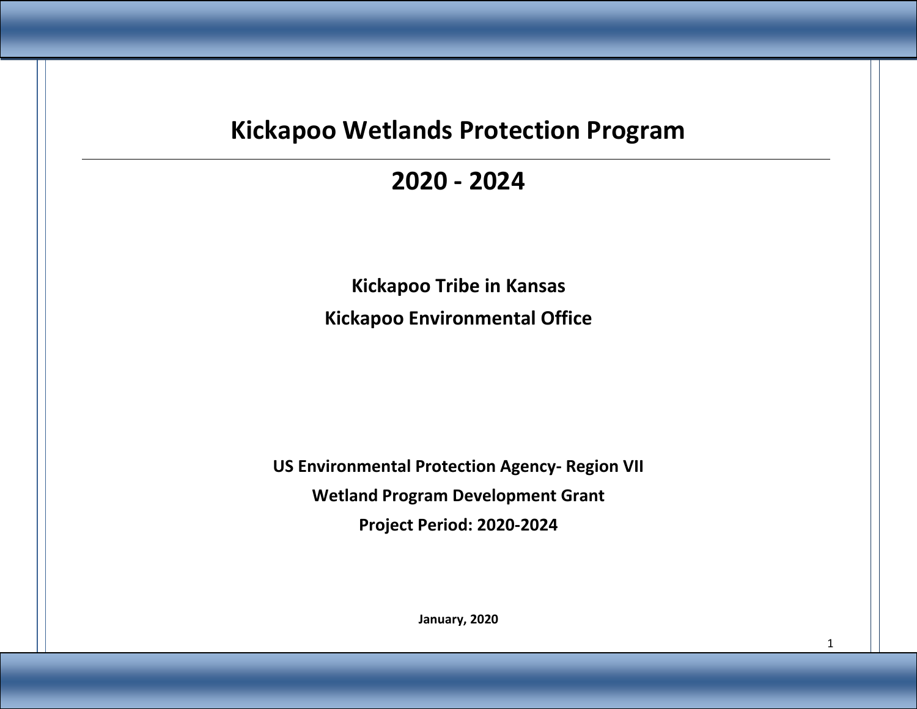# Kickapoo Wetlands Protection Program

## 2020 - 2024

**Kickapoo Tribe in Kansas**

**Kickapoo Environmental Office**

**US Environmental Protection Agency- Region VII**

**Wetland Program Development Grant**

**Project Period: 2020-2024**

**January, 2020**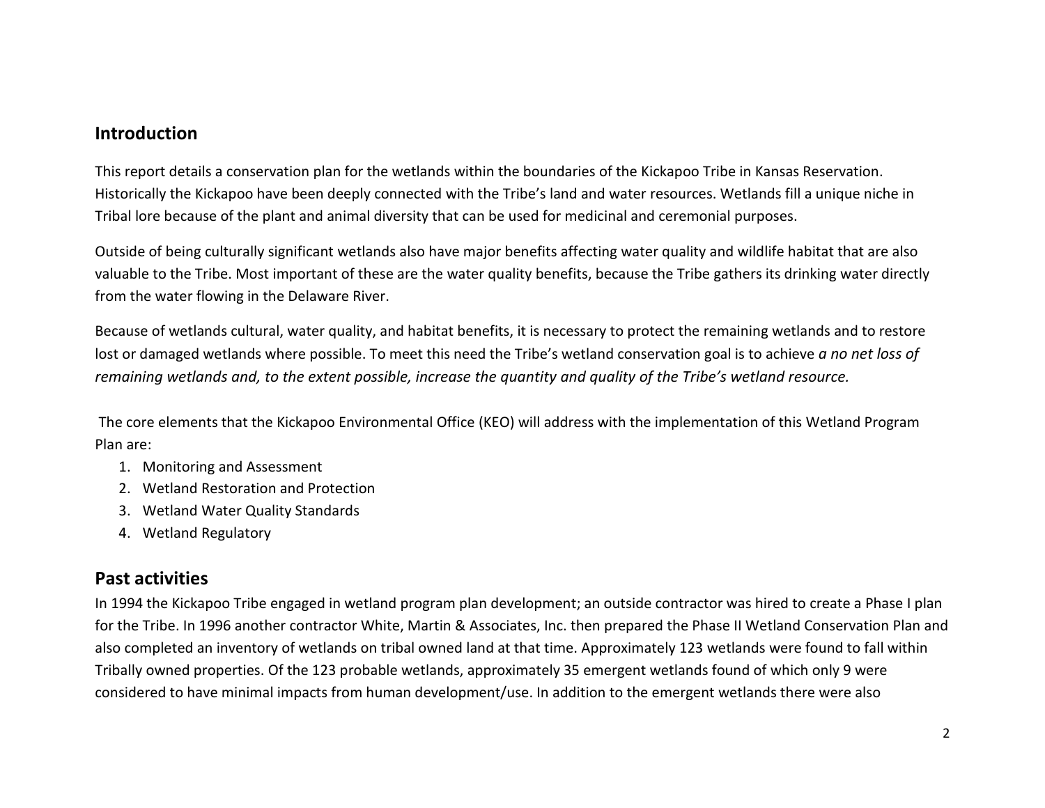## Introduction

This report details a conservation plan for the wetlands within the boundaries of the Kickapoo Tribe in Kansas Reservation. Historically the Kickapoo have been deeply connected with the Tribe's land and water resources. Wetlands fill a unique niche in Tribal lore because of the plant and animal diversity that can be used for medicinal and ceremonial purposes.

Outside of being culturally significant wetlands also have major benefits affecting water quality and wildlife habitat that are also valuable to the Tribe. Most important of these are the water quality benefits, because the Tribe gathers its drinking water directly from the water flowing in the Delaware River.

Because of wetlands cultural, water quality, and habitat benefits, it is necessary to protect the remaining wetlands and to restore lost or damaged wetlands where possible. To meet this need the Tribe's wetland conservation goal is to achieve *a no net loss of remaining wetlands and, to the extent possible, increase the quantity and quality of the Tribe's wetland resource.*

The core elements that the Kickapoo Environmental Office (KEO) will address with the implementation of this Wetland Program Plan are:

1. Monitoring and Assessment
2. Wetland Restoration and Protection
3. Wetland Water Quality Standards
4. Wetland Regulatory

## Past activities

In 1994 the Kickapoo Tribe engaged in wetland program plan development; an outside contractor was hired to create a Phase I plan for the Tribe. In 1996 another contractor White, Martin & Associates, Inc. then prepared the Phase II Wetland Conservation Plan and also completed an inventory of wetlands on tribal owned land at that time. Approximately 123 wetlands were found to fall within Tribally owned properties. Of the 123 probable wetlands, approximately 35 emergent wetlands found of which only 9 were considered to have minimal impacts from human development/use. In addition to the emergent wetlands there were also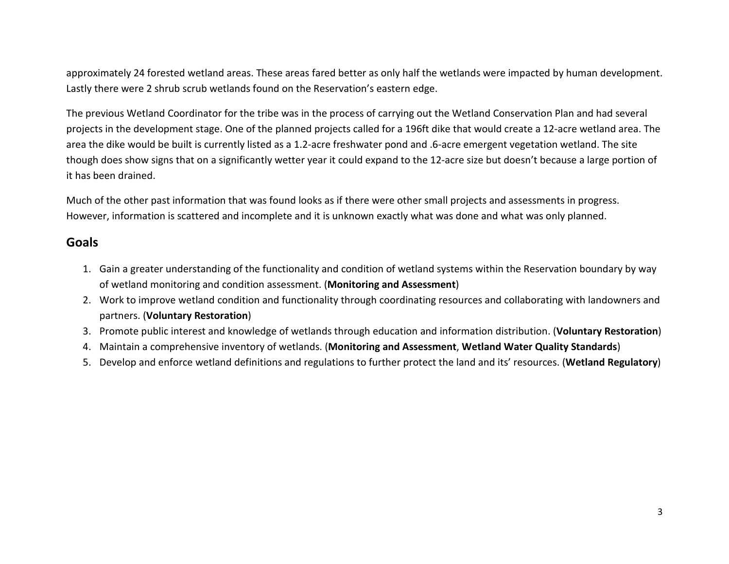approximately 24 forested wetland areas. These areas fared better as only half the wetlands were impacted by human development. Lastly there were 2 shrub scrub wetlands found on the Reservation's eastern edge.

The previous Wetland Coordinator for the tribe was in the process of carrying out the Wetland Conservation Plan and had several projects in the development stage. One of the planned projects called for a 196ft dike that would create a 12-acre wetland area. The area the dike would be built is currently listed as a 1.2-acre freshwater pond and .6-acre emergent vegetation wetland. The site though does show signs that on a significantly wetter year it could expand to the 12-acre size but doesn't because a large portion of it has been drained.

Much of the other past information that was found looks as if there were other small projects and assessments in progress. However, information is scattered and incomplete and it is unknown exactly what was done and what was only planned.

## Goals

1. Gain a greater understanding of the functionality and condition of wetland systems within the Reservation boundary by way of wetland monitoring and condition assessment. (**Monitoring and Assessment**)
2. Work to improve wetland condition and functionality through coordinating resources and collaborating with landowners and partners. (**Voluntary Restoration**)
3. Promote public interest and knowledge of wetlands through education and information distribution. (**Voluntary Restoration**)
4. Maintain a comprehensive inventory of wetlands. (**Monitoring and Assessment**, **Wetland Water Quality Standards**)
5. Develop and enforce wetland definitions and regulations to further protect the land and its' resources. (**Wetland Regulatory**)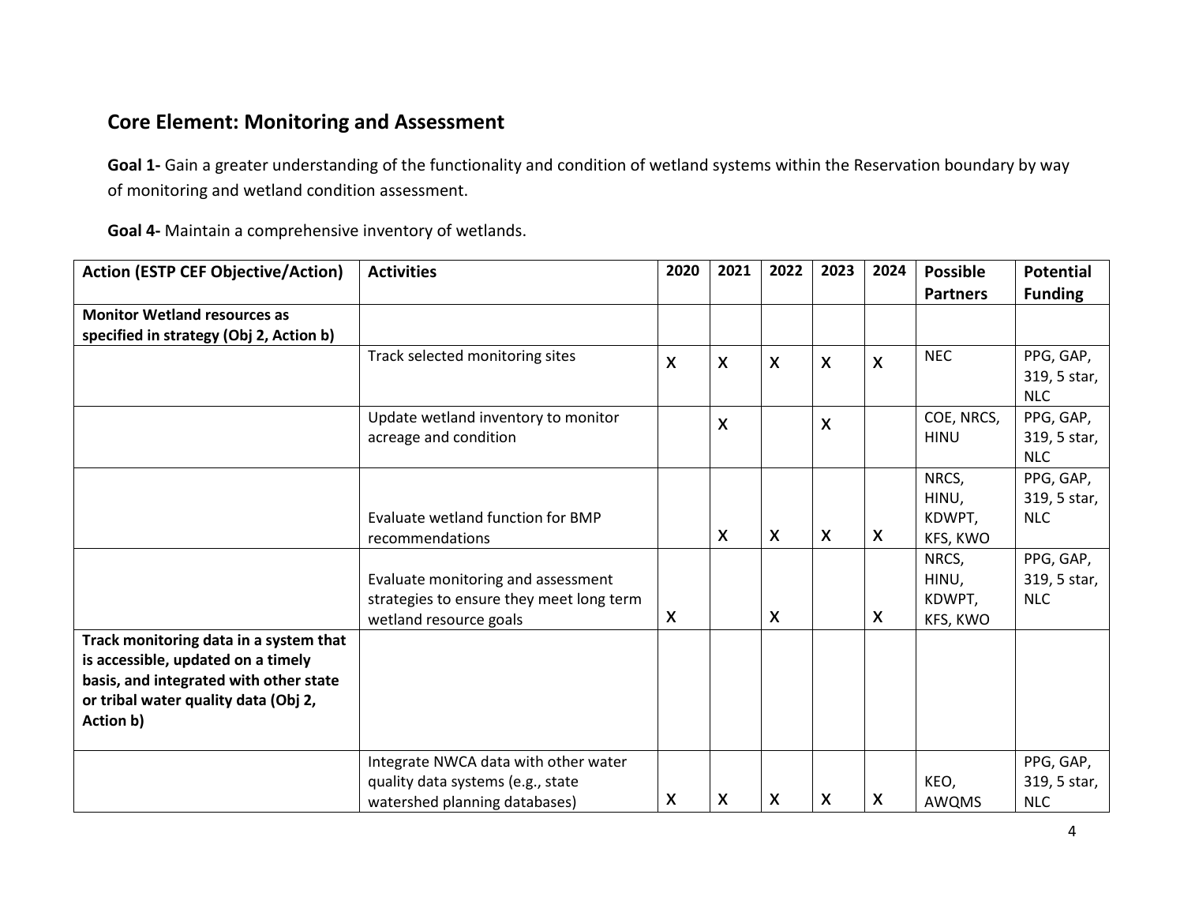## Core Element: Monitoring and Assessment

**Goal 1-** Gain a greater understanding of the functionality and condition of wetland systems within the Reservation boundary by way of monitoring and wetland condition assessment.

**Goal 4-** Maintain a comprehensive inventory of wetlands.

| Action (ESTP CEF Objective/Action) | Activities | 2020 | 2021 | 2022 | 2023 | 2024 | Possible Partners | Potential Funding |
|---|---|---|---|---|---|---|---|---|
| **Monitor Wetland resources as specified in strategy (Obj 2, Action b)** | | | | | | | | |
| | Track selected monitoring sites | X | X | X | X | X | NEC | PPG, GAP, 319, 5 star, NLC |
| | Update wetland inventory to monitor acreage and condition | | X | | X | | COE, NRCS, HINU | PPG, GAP, 319, 5 star, NLC |
| | Evaluate wetland function for BMP recommendations | | X | X | X | X | NRCS, HINU, KDWPT, KFS, KWO | PPG, GAP, 319, 5 star, NLC |
| | Evaluate monitoring and assessment strategies to ensure they meet long term wetland resource goals | X | | X | | X | NRCS, HINU, KDWPT, KFS, KWO | PPG, GAP, 319, 5 star, NLC |
| **Track monitoring data in a system that is accessible, updated on a timely basis, and integrated with other state or tribal water quality data (Obj 2, Action b)** | | | | | | | | |
| | Integrate NWCA data with other water quality data systems (e.g., state watershed planning databases) | X | X | X | X | X | KEO, AWQMS | PPG, GAP, 319, 5 star, NLC |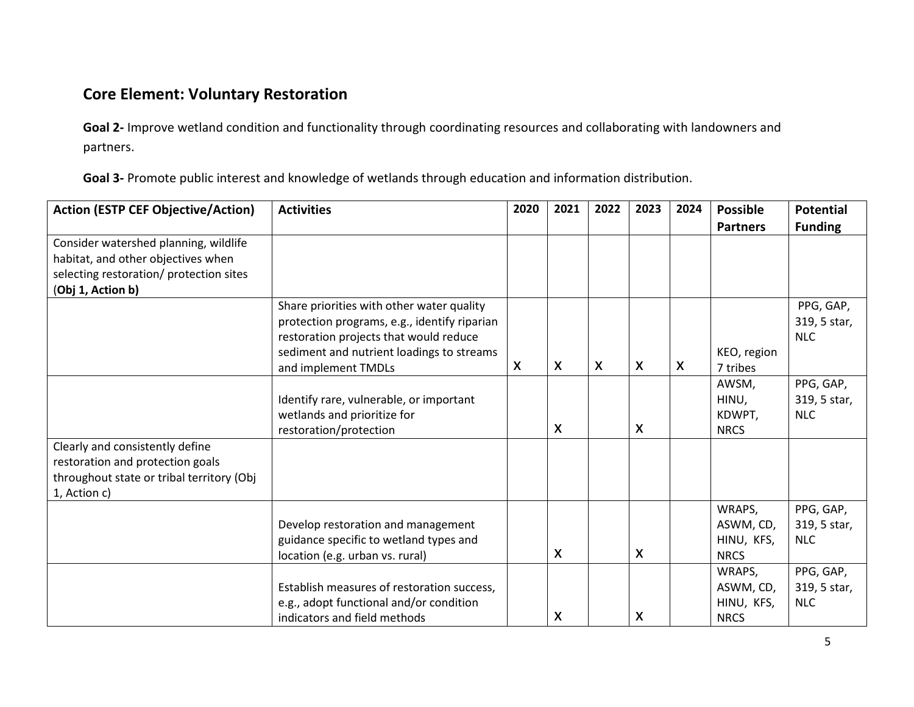## Core Element: Voluntary Restoration

**Goal 2-** Improve wetland condition and functionality through coordinating resources and collaborating with landowners and partners.

**Goal 3-** Promote public interest and knowledge of wetlands through education and information distribution.

| **Action (ESTP CEF Objective/Action)** | **Activities** | **2020** | **2021** | **2022** | **2023** | **2024** | **Possible Partners** | **Potential Funding** |
|---|---|---|---|---|---|---|---|---|
| Consider watershed planning, wildlife habitat, and other objectives when selecting restoration/ protection sites (**Obj 1, Action b)** | | | | | | | | |
| | Share priorities with other water quality protection programs, e.g., identify riparian restoration projects that would reduce sediment and nutrient loadings to streams and implement TMDLs | X | X | X | X | X | KEO, region 7 tribes | PPG, GAP, 319, 5 star, NLC |
| | Identify rare, vulnerable, or important wetlands and prioritize for restoration/protection | | X | | X | | AWSM, HINU, KDWPT, NRCS | PPG, GAP, 319, 5 star, NLC |
| Clearly and consistently define restoration and protection goals throughout state or tribal territory (Obj 1, Action c) | | | | | | | | |
| | Develop restoration and management guidance specific to wetland types and location (e.g. urban vs. rural) | | X | | X | | WRAPS, ASWM, CD, HINU, KFS, NRCS | PPG, GAP, 319, 5 star, NLC |
| | Establish measures of restoration success, e.g., adopt functional and/or condition indicators and field methods | | X | | X | | WRAPS, ASWM, CD, HINU, KFS, NRCS | PPG, GAP, 319, 5 star, NLC |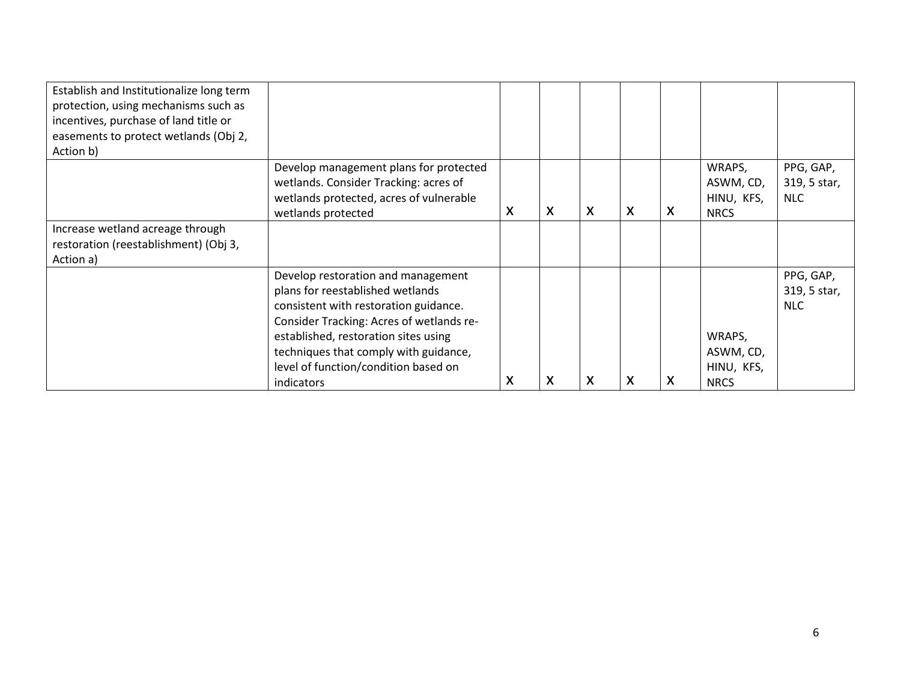| | | | | | | | | |
|---|---|---|---|---|---|---|---|---|
| Establish and Institutionalize long term protection, using mechanisms such as incentives, purchase of land title or easements to protect wetlands (Obj 2, Action b) | | | | | | | | |
| | Develop management plans for protected wetlands. Consider Tracking: acres of wetlands protected, acres of vulnerable wetlands protected | X | X | X | X | X | WRAPS, ASWM, CD, HINU, KFS, NRCS | PPG, GAP, 319, 5 star, NLC |
| Increase wetland acreage through restoration (reestablishment) (Obj 3, Action a) | | | | | | | | |
| | Develop restoration and management plans for reestablished wetlands consistent with restoration guidance. Consider Tracking: Acres of wetlands re-established, restoration sites using techniques that comply with guidance, level of function/condition based on indicators | X | X | X | X | X | WRAPS, ASWM, CD, HINU, KFS, NRCS | PPG, GAP, 319, 5 star, NLC |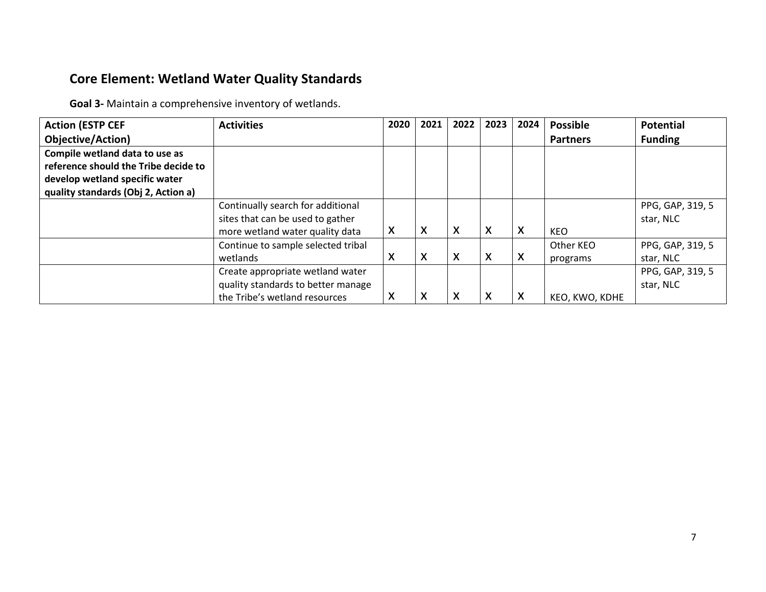## Core Element: Wetland Water Quality Standards

**Goal 3-** Maintain a comprehensive inventory of wetlands.

| Action (ESTP CEF Objective/Action) | Activities | 2020 | 2021 | 2022 | 2023 | 2024 | Possible Partners | Potential Funding |
|---|---|---|---|---|---|---|---|---|
| **Compile wetland data to use as reference should the Tribe decide to develop wetland specific water quality standards (Obj 2, Action a)** | | | | | | | | |
| | Continually search for additional sites that can be used to gather more wetland water quality data | X | X | X | X | X | KEO | PPG, GAP, 319, 5 star, NLC |
| | Continue to sample selected tribal wetlands | X | X | X | X | X | Other KEO programs | PPG, GAP, 319, 5 star, NLC |
| | Create appropriate wetland water quality standards to better manage the Tribe's wetland resources | X | X | X | X | X | KEO, KWO, KDHE | PPG, GAP, 319, 5 star, NLC |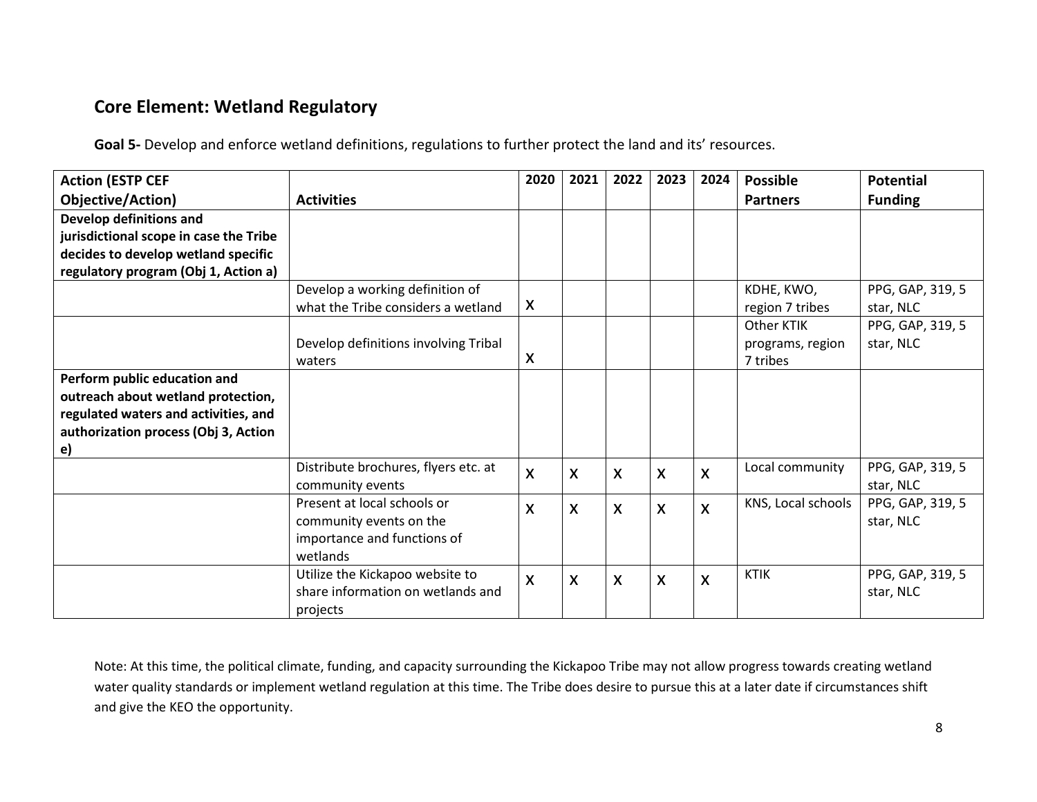## Core Element: Wetland Regulatory

**Goal 5-** Develop and enforce wetland definitions, regulations to further protect the land and its' resources.

| Action (ESTP CEF Objective/Action) | Activities | 2020 | 2021 | 2022 | 2023 | 2024 | Possible Partners | Potential Funding |
|---|---|---|---|---|---|---|---|---|
| **Develop definitions and jurisdictional scope in case the Tribe decides to develop wetland specific regulatory program (Obj 1, Action a)** | | | | | | | | |
| | Develop a working definition of what the Tribe considers a wetland | X | | | | | KDHE, KWO, region 7 tribes | PPG, GAP, 319, 5 star, NLC |
| | Develop definitions involving Tribal waters | X | | | | | Other KTIK programs, region 7 tribes | PPG, GAP, 319, 5 star, NLC |
| **Perform public education and outreach about wetland protection, regulated waters and activities, and authorization process (Obj 3, Action e)** | | | | | | | | |
| | Distribute brochures, flyers etc. at community events | X | X | X | X | X | Local community | PPG, GAP, 319, 5 star, NLC |
| | Present at local schools or community events on the importance and functions of wetlands | X | X | X | X | X | KNS, Local schools | PPG, GAP, 319, 5 star, NLC |
| | Utilize the Kickapoo website to share information on wetlands and projects | X | X | X | X | X | KTIK | PPG, GAP, 319, 5 star, NLC |

Note: At this time, the political climate, funding, and capacity surrounding the Kickapoo Tribe may not allow progress towards creating wetland water quality standards or implement wetland regulation at this time. The Tribe does desire to pursue this at a later date if circumstances shift and give the KEO the opportunity.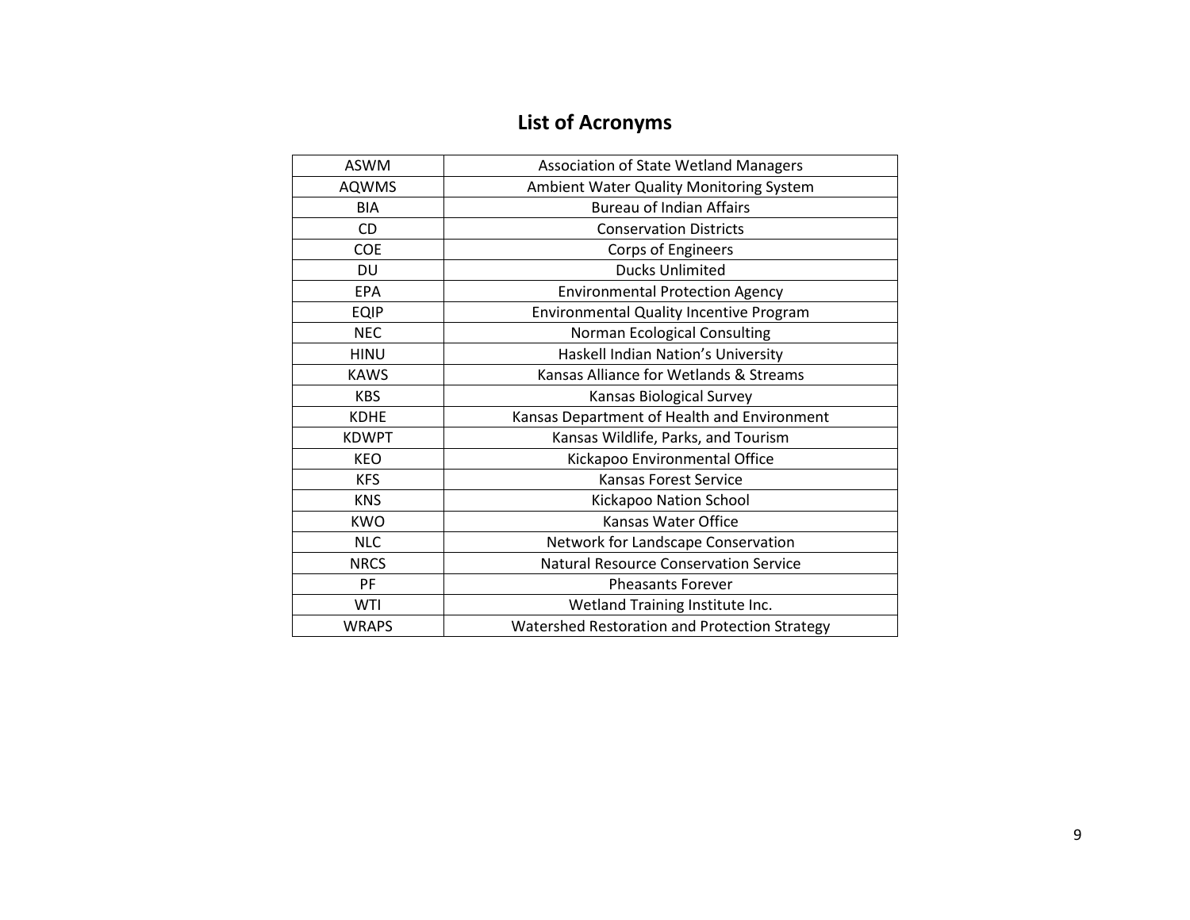## List of Acronyms

| | |
|---|---|
| ASWM | Association of State Wetland Managers |
| AQWMS | Ambient Water Quality Monitoring System |
| BIA | Bureau of Indian Affairs |
| CD | Conservation Districts |
| COE | Corps of Engineers |
| DU | Ducks Unlimited |
| EPA | Environmental Protection Agency |
| EQIP | Environmental Quality Incentive Program |
| NEC | Norman Ecological Consulting |
| HINU | Haskell Indian Nation's University |
| KAWS | Kansas Alliance for Wetlands & Streams |
| KBS | Kansas Biological Survey |
| KDHE | Kansas Department of Health and Environment |
| KDWPT | Kansas Wildlife, Parks, and Tourism |
| KEO | Kickapoo Environmental Office |
| KFS | Kansas Forest Service |
| KNS | Kickapoo Nation School |
| KWO | Kansas Water Office |
| NLC | Network for Landscape Conservation |
| NRCS | Natural Resource Conservation Service |
| PF | Pheasants Forever |
| WTI | Wetland Training Institute Inc. |
| WRAPS | Watershed Restoration and Protection Strategy |